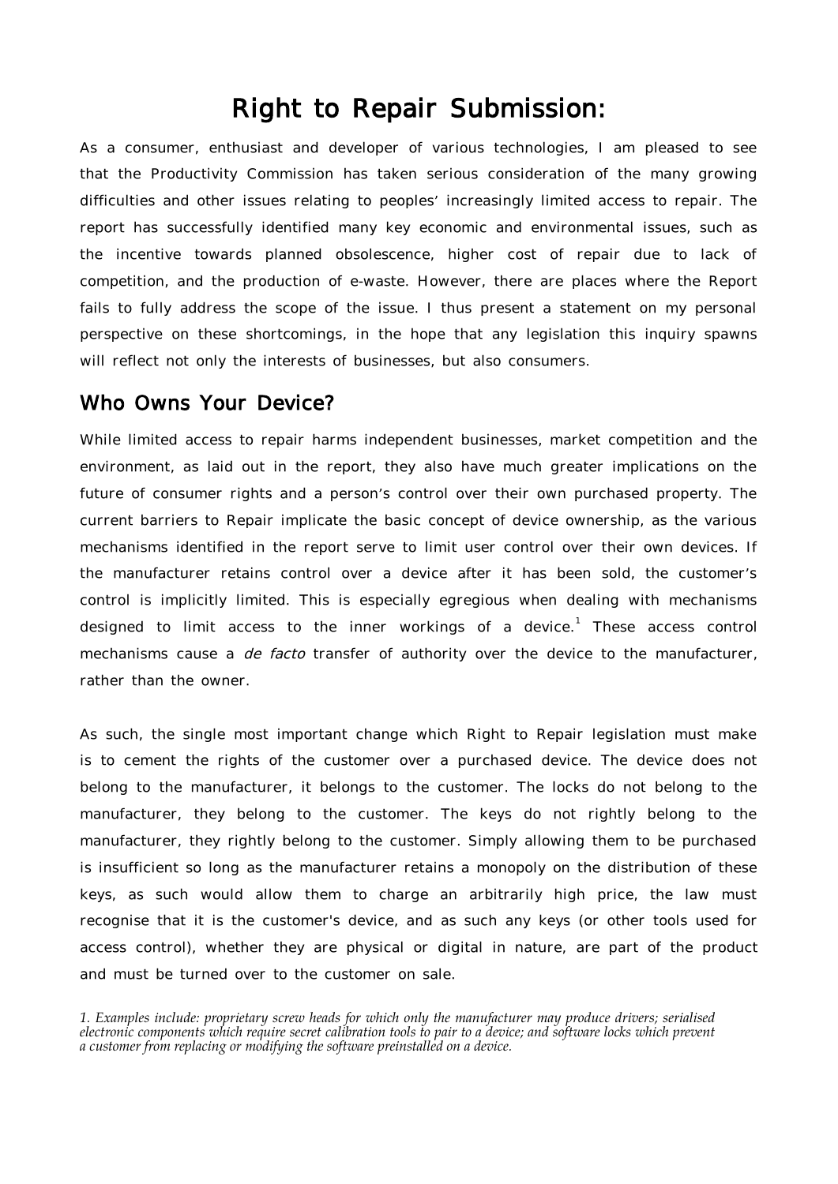# Right to Repair Submission:

As a consumer, enthusiast and developer of various technologies, I am pleased to see that the Productivity Commission has taken serious consideration of the many growing difficulties and other issues relating to peoples' increasingly limited access to repair. The report has successfully identified many key economic and environmental issues, such as the incentive towards planned obsolescence, higher cost of repair due to lack of competition, and the production of e-waste. However, there are places where the Report fails to fully address the scope of the issue. I thus present a statement on my personal perspective on these shortcomings, in the hope that any legislation this inquiry spawns will reflect not only the interests of businesses, but also consumers.

## Who Owns Your Device?

While limited access to repair harms independent businesses, market competition and the environment, as laid out in the report, they also have much greater implications on the future of consumer rights and a person's control over their own purchased property. The current barriers to Repair implicate the basic concept of device ownership, as the various mechanisms identified in the report serve to limit user control over their own devices. If the manufacturer retains control over a device after it has been sold, the customer's control is implicitly limited. This is especially egregious when dealing with mechanisms designed to limit access to the inner workings of a device.[1] These access control mechanisms cause a *de facto* transfer of authority over the device to the manufacturer, rather than the owner.

As such, the single most important change which Right to Repair legislation must make is to cement the rights of the customer over a purchased device. The device does not belong to the manufacturer, it belongs to the customer. The locks do not belong to the manufacturer, they belong to the customer. The keys do not rightly belong to the manufacturer, they rightly belong to the customer. Simply allowing them to be purchased is insufficient so long as the manufacturer retains a monopoly on the distribution of these keys, as such would allow them to charge an arbitrarily high price, the law must recognise that it is the customer's device, and as such any keys (or other tools used for access control), whether they are physical or digital in nature, are part of the product and must be turned over to the customer on sale.

*1. Examples include: proprietary screw heads for which only the manufacturer may produce drivers; serialised electronic components which require secret calibration tools to pair to a device; and software locks which prevent a customer from replacing or modifying the software preinstalled on a device.*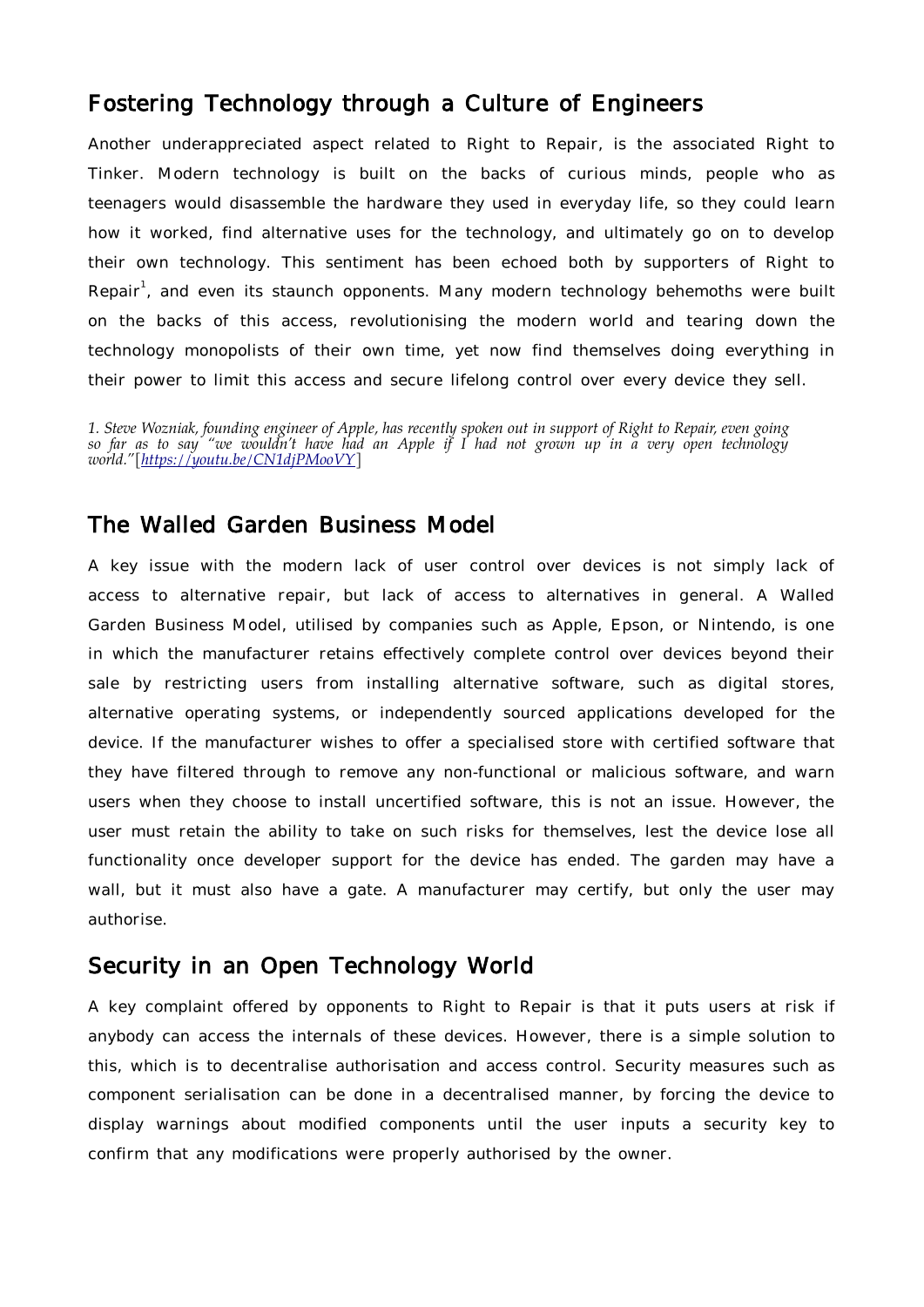## Fostering Technology through a Culture of Engineers

Another underappreciated aspect related to Right to Repair, is the associated Right to Tinker. Modern technology is built on the backs of curious minds, people who as teenagers would disassemble the hardware they used in everyday life, so they could learn how it worked, find alternative uses for the technology, and ultimately go on to develop their own technology. This sentiment has been echoed both by supporters of Right to Repair[1], and even its staunch opponents. Many modern technology behemoths were built on the backs of this access, revolutionising the modern world and tearing down the technology monopolists of their own time, yet now find themselves doing everything in their power to limit this access and secure lifelong control over every device they sell.

*1. Steve Wozniak, founding engineer of Apple, has recently spoken out in support of Right to Repair, even going so far as to say "we wouldn't have had an Apple if I had not grown up in a very open technology world."*[[https://youtu.be/CN1djPMooVY](https://youtu.be/CN1djPMooVY)]

## The Walled Garden Business Model

A key issue with the modern lack of user control over devices is not simply lack of access to alternative repair, but lack of access to alternatives in general. A Walled Garden Business Model, utilised by companies such as Apple, Epson, or Nintendo, is one in which the manufacturer retains effectively complete control over devices beyond their sale by restricting users from installing alternative software, such as digital stores, alternative operating systems, or independently sourced applications developed for the device. If the manufacturer wishes to offer a specialised store with certified software that they have filtered through to remove any non-functional or malicious software, and warn users when they choose to install uncertified software, this is not an issue. However, the user must retain the ability to take on such risks for themselves, lest the device lose all functionality once developer support for the device has ended. The garden may have a wall, but it must also have a gate. A manufacturer may certify, but only the user may authorise.

## Security in an Open Technology World

A key complaint offered by opponents to Right to Repair is that it puts users at risk if anybody can access the internals of these devices. However, there is a simple solution to this, which is to decentralise authorisation and access control. Security measures such as component serialisation can be done in a decentralised manner, by forcing the device to display warnings about modified components until the user inputs a security key to confirm that any modifications were properly authorised by the owner.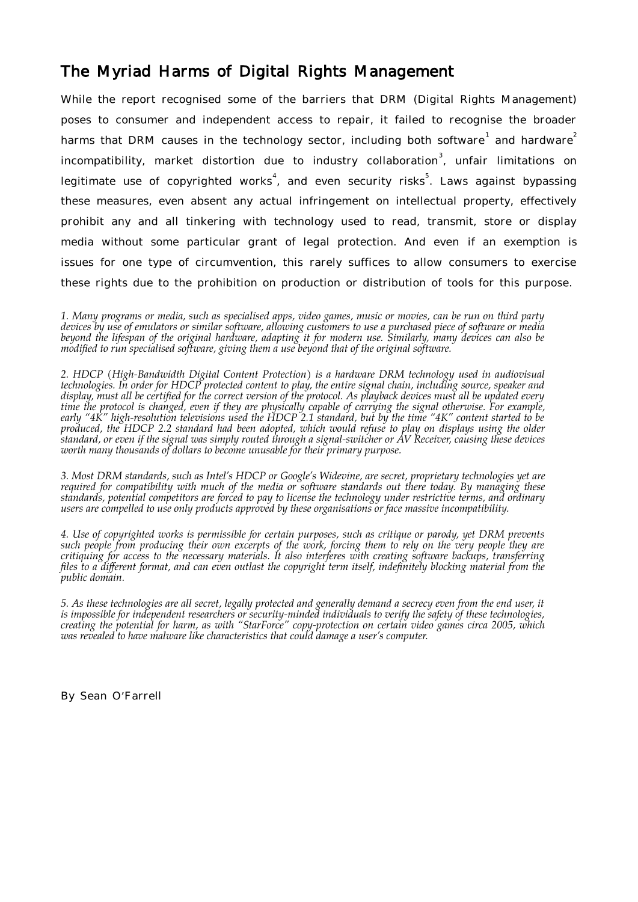## The Myriad Harms of Digital Rights Management

While the report recognised some of the barriers that DRM (Digital Rights Management) poses to consumer and independent access to repair, it failed to recognise the broader harms that DRM causes in the technology sector, including both software[1] and hardware[2] incompatibility, market distortion due to industry collaboration[3], unfair limitations on legitimate use of copyrighted works[4], and even security risks[5]. Laws against bypassing these measures, even absent any actual infringement on intellectual property, effectively prohibit any and all tinkering with technology used to read, transmit, store or display media without some particular grant of legal protection. And even if an exemption is issues for one type of circumvention, this rarely suffices to allow consumers to exercise these rights due to the prohibition on production or distribution of tools for this purpose.

*1. Many programs or media, such as specialised apps, video games, music or movies, can be run on third party devices by use of emulators or similar software, allowing customers to use a purchased piece of software or media beyond the lifespan of the original hardware, adapting it for modern use. Similarly, many devices can also be modified to run specialised software, giving them a use beyond that of the original software.*

*2. HDCP (High-Bandwidth Digital Content Protection) is a hardware DRM technology used in audiovisual technologies. In order for HDCP protected content to play, the entire signal chain, including source, speaker and display, must all be certified for the correct version of the protocol. As playback devices must all be updated every time the protocol is changed, even if they are physically capable of carrying the signal otherwise. For example, early "4K" high-resolution televisions used the HDCP 2.1 standard, but by the time "4K" content started to be produced, the HDCP 2.2 standard had been adopted, which would refuse to play on displays using the older standard, or even if the signal was simply routed through a signal-switcher or AV Receiver, causing these devices worth many thousands of dollars to become unusable for their primary purpose.*

*3. Most DRM standards, such as Intel's HDCP or Google's Widevine, are secret, proprietary technologies yet are required for compatibility with much of the media or software standards out there today. By managing these standards, potential competitors are forced to pay to license the technology under restrictive terms, and ordinary users are compelled to use only products approved by these organisations or face massive incompatibility.*

*4. Use of copyrighted works is permissible for certain purposes, such as critique or parody, yet DRM prevents such people from producing their own excerpts of the work, forcing them to rely on the very people they are critiquing for access to the necessary materials. It also interferes with creating software backups, transferring files to a different format, and can even outlast the copyright term itself, indefinitely blocking material from the public domain.*

*5. As these technologies are all secret, legally protected and generally demand a secrecy even from the end user, it is impossible for independent researchers or security-minded individuals to verify the safety of these technologies, creating the potential for harm, as with "StarForce" copy-protection on certain video games circa 2005, which was revealed to have malware like characteristics that could damage a user's computer.*

By Sean O'Farrell